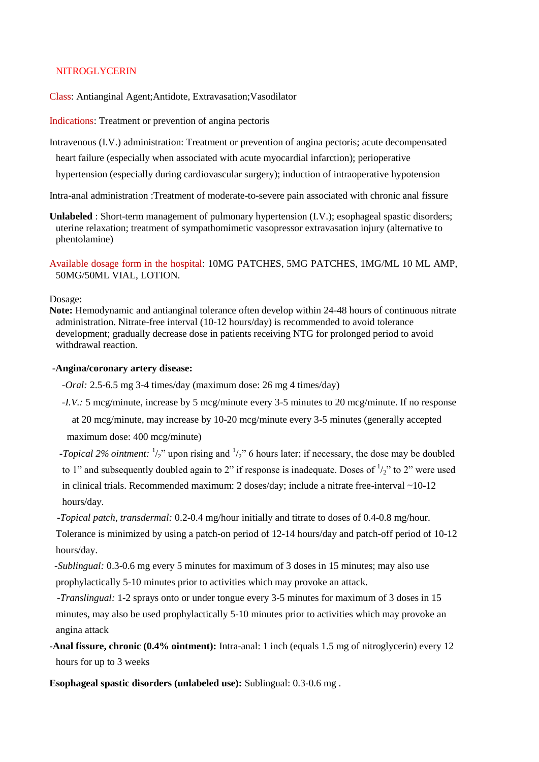# NITROGLYCERIN

**Class**: Antianginal Agent;Antidote, Extravasation;Vasodilator

**Indications**: Treatment or prevention of angina pectoris

Intravenous (I.V.) administration: Treatment or prevention of angina pectoris; acute decompensated heart failure (especially when associated with acute myocardial infarction); perioperative hypertension (especially during cardiovascular surgery); induction of intraoperative hypotension

Intra-anal administration :Treatment of moderate-to-severe pain associated with chronic anal fissure

**Unlabeled** : Short-term management of pulmonary hypertension (I.V.); esophageal spastic disorders; uterine relaxation; treatment of sympathomimetic vasopressor extravasation injury (alternative to phentolamine)

**Available dosage form in the hospital**: 10MG PATCHES, 5MG PATCHES, 1MG/ML 10 ML AMP, 50MG/50ML VIAL, LOTION.

Dosage:

**Note:** Hemodynamic and antianginal tolerance often develop within 24-48 hours of continuous nitrate administration. Nitrate-free interval (10-12 hours/day) is recommended to avoid tolerance development; gradually decrease dose in patients receiving NTG for prolonged period to avoid withdrawal reaction.

**-Angina/coronary artery disease:**

- *-Oral:* 2.5-6.5 mg 3-4 times/day (maximum dose: 26 mg 4 times/day)
- *-I.V.:* 5 mcg/minute, increase by 5 mcg/minute every 3-5 minutes to 20 mcg/minute. If no response at 20 mcg/minute, may increase by 10-20 mcg/minute every 3-5 minutes (generally accepted maximum dose: 400 mcg/minute)
- *-Topical 2% ointment:* ½" upon rising and ½" 6 hours later; if necessary, the dose may be doubled to 1" and subsequently doubled again to 2" if response is inadequate. Doses of ½" to 2" were used in clinical trials. Recommended maximum: 2 doses/day; include a nitrate free-interval ~10-12 hours/day.
- *-Topical patch, transdermal:* 0.2-0.4 mg/hour initially and titrate to doses of 0.4-0.8 mg/hour. Tolerance is minimized by using a patch-on period of 12-14 hours/day and patch-off period of 10-12 hours/day.
- *-Sublingual:* 0.3-0.6 mg every 5 minutes for maximum of 3 doses in 15 minutes; may also use prophylactically 5-10 minutes prior to activities which may provoke an attack.
- *-Translingual:* 1-2 sprays onto or under tongue every 3-5 minutes for maximum of 3 doses in 15 minutes, may also be used prophylactically 5-10 minutes prior to activities which may provoke an angina attack

**-Anal fissure, chronic (0.4% ointment):** Intra-anal: 1 inch (equals 1.5 mg of nitroglycerin) every 12 hours for up to 3 weeks

**Esophageal spastic disorders (unlabeled use):** Sublingual: 0.3-0.6 mg .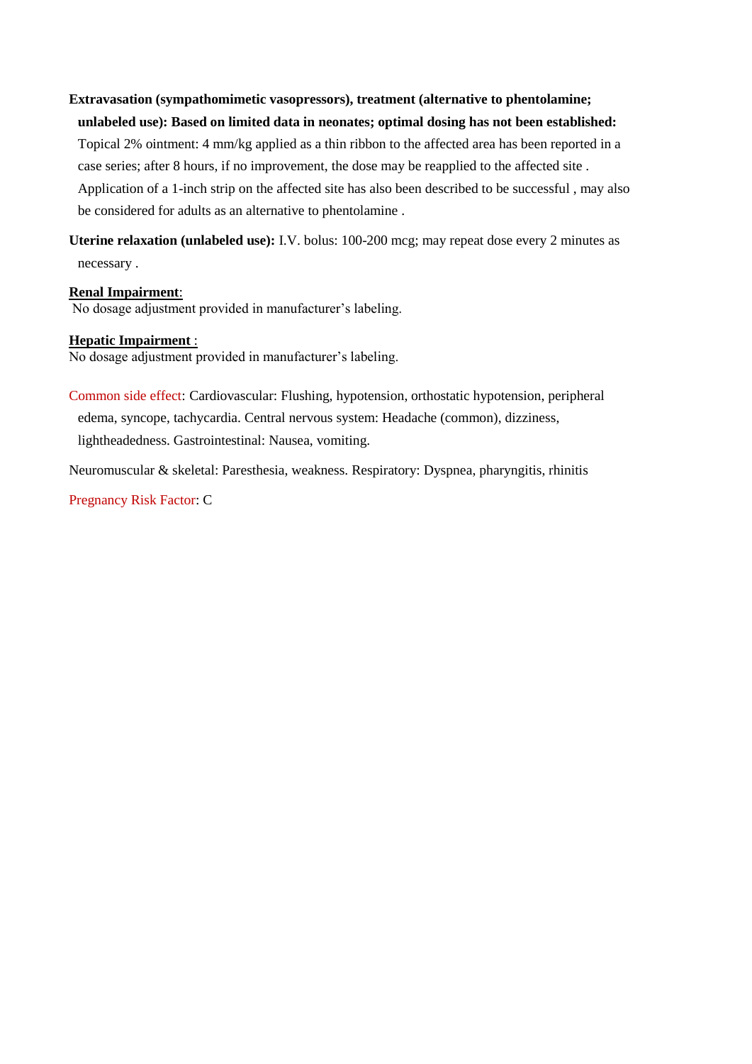**Extravasation (sympathomimetic vasopressors), treatment (alternative to phentolamine; unlabeled use): Based on limited data in neonates; optimal dosing has not been established:** Topical 2% ointment: 4 mm/kg applied as a thin ribbon to the affected area has been reported in a case series; after 8 hours, if no improvement, the dose may be reapplied to the affected site . Application of a 1-inch strip on the affected site has also been described to be successful , may also be considered for adults as an alternative to phentolamine .

**Uterine relaxation (unlabeled use):** I.V. bolus: 100-200 mcg; may repeat dose every 2 minutes as necessary .

**<u>Renal Impairment</u>**:
No dosage adjustment provided in manufacturer's labeling.

**<u>Hepatic Impairment</u>** :
No dosage adjustment provided in manufacturer's labeling.

Common side effect: Cardiovascular: Flushing, hypotension, orthostatic hypotension, peripheral edema, syncope, tachycardia. Central nervous system: Headache (common), dizziness, lightheadedness. Gastrointestinal: Nausea, vomiting.

Neuromuscular & skeletal: Paresthesia, weakness. Respiratory: Dyspnea, pharyngitis, rhinitis

Pregnancy Risk Factor: C